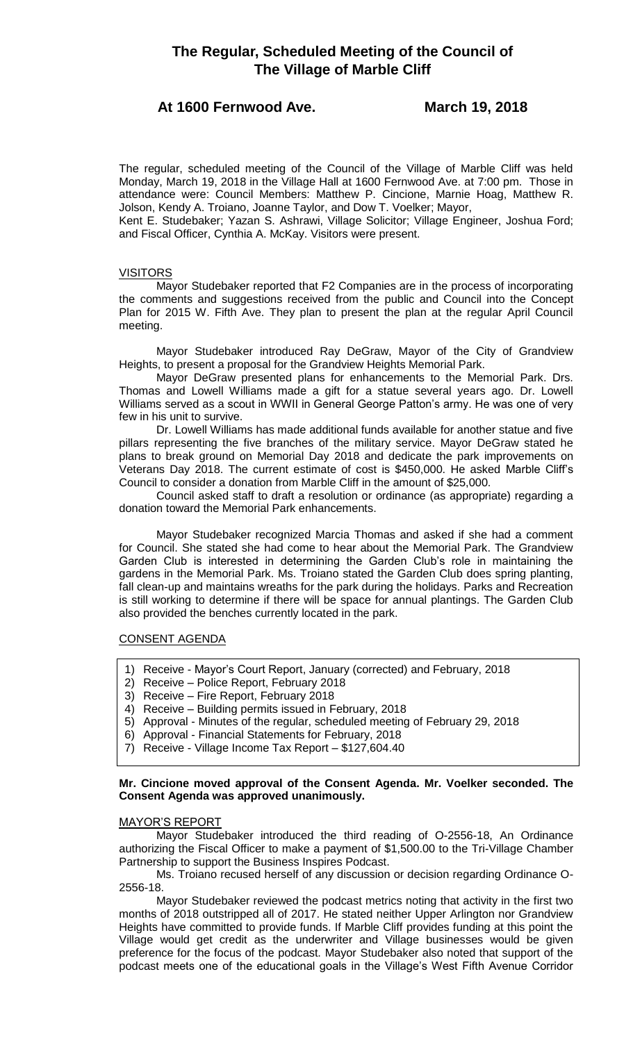# The Regular, Scheduled Meeting of the Council of The Village of Marble Cliff

## At 1600 Fernwood Ave. March 19, 2018

The regular, scheduled meeting of the Council of the Village of Marble Cliff was held Monday, March 19, 2018 in the Village Hall at 1600 Fernwood Ave. at 7:00 pm. Those in attendance were: Council Members: Matthew P. Cincione, Marnie Hoag, Matthew R. Jolson, Kendy A. Troiano, Joanne Taylor, and Dow T. Voelker; Mayor, Kent E. Studebaker; Yazan S. Ashrawi, Village Solicitor; Village Engineer, Joshua Ford; and Fiscal Officer, Cynthia A. McKay. Visitors were present.

### VISITORS

Mayor Studebaker reported that F2 Companies are in the process of incorporating the comments and suggestions received from the public and Council into the Concept Plan for 2015 W. Fifth Ave. They plan to present the plan at the regular April Council meeting.

Mayor Studebaker introduced Ray DeGraw, Mayor of the City of Grandview Heights, to present a proposal for the Grandview Heights Memorial Park.

Mayor DeGraw presented plans for enhancements to the Memorial Park. Drs. Thomas and Lowell Williams made a gift for a statue several years ago. Dr. Lowell Williams served as a scout in WWII in General George Patton's army. He was one of very few in his unit to survive.

Dr. Lowell Williams has made additional funds available for another statue and five pillars representing the five branches of the military service. Mayor DeGraw stated he plans to break ground on Memorial Day 2018 and dedicate the park improvements on Veterans Day 2018. The current estimate of cost is $450,000. He asked Marble Cliff's Council to consider a donation from Marble Cliff in the amount of $25,000.

Council asked staff to draft a resolution or ordinance (as appropriate) regarding a donation toward the Memorial Park enhancements.

Mayor Studebaker recognized Marcia Thomas and asked if she had a comment for Council. She stated she had come to hear about the Memorial Park. The Grandview Garden Club is interested in determining the Garden Club's role in maintaining the gardens in the Memorial Park. Ms. Troiano stated the Garden Club does spring planting, fall clean-up and maintains wreaths for the park during the holidays. Parks and Recreation is still working to determine if there will be space for annual plantings. The Garden Club also provided the benches currently located in the park.

### CONSENT AGENDA

1) Receive - Mayor's Court Report, January (corrected) and February, 2018
2) Receive – Police Report, February 2018
3) Receive – Fire Report, February 2018
4) Receive – Building permits issued in February, 2018
5) Approval - Minutes of the regular, scheduled meeting of February 29, 2018
6) Approval - Financial Statements for February, 2018
7) Receive - Village Income Tax Report – $127,604.40

**Mr. Cincione moved approval of the Consent Agenda. Mr. Voelker seconded. The Consent Agenda was approved unanimously.**

### MAYOR'S REPORT

Mayor Studebaker introduced the third reading of O-2556-18, An Ordinance authorizing the Fiscal Officer to make a payment of $1,500.00 to the Tri-Village Chamber Partnership to support the Business Inspires Podcast.

Ms. Troiano recused herself of any discussion or decision regarding Ordinance O-2556-18.

Mayor Studebaker reviewed the podcast metrics noting that activity in the first two months of 2018 outstripped all of 2017. He stated neither Upper Arlington nor Grandview Heights have committed to provide funds. If Marble Cliff provides funding at this point the Village would get credit as the underwriter and Village businesses would be given preference for the focus of the podcast. Mayor Studebaker also noted that support of the podcast meets one of the educational goals in the Village's West Fifth Avenue Corridor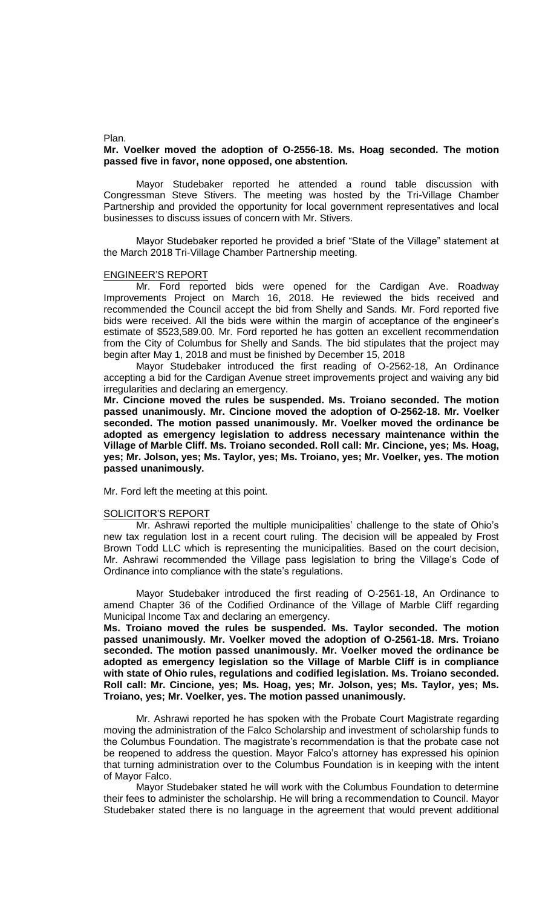Plan.

**Mr. Voelker moved the adoption of O-2556-18. Ms. Hoag seconded. The motion passed five in favor, none opposed, one abstention.**

Mayor Studebaker reported he attended a round table discussion with Congressman Steve Stivers. The meeting was hosted by the Tri-Village Chamber Partnership and provided the opportunity for local government representatives and local businesses to discuss issues of concern with Mr. Stivers.

Mayor Studebaker reported he provided a brief "State of the Village" statement at the March 2018 Tri-Village Chamber Partnership meeting.

ENGINEER'S REPORT

Mr. Ford reported bids were opened for the Cardigan Ave. Roadway Improvements Project on March 16, 2018. He reviewed the bids received and recommended the Council accept the bid from Shelly and Sands. Mr. Ford reported five bids were received. All the bids were within the margin of acceptance of the engineer's estimate of $523,589.00. Mr. Ford reported he has gotten an excellent recommendation from the City of Columbus for Shelly and Sands. The bid stipulates that the project may begin after May 1, 2018 and must be finished by December 15, 2018

Mayor Studebaker introduced the first reading of O-2562-18, An Ordinance accepting a bid for the Cardigan Avenue street improvements project and waiving any bid irregularities and declaring an emergency.

**Mr. Cincione moved the rules be suspended. Ms. Troiano seconded. The motion passed unanimously. Mr. Cincione moved the adoption of O-2562-18. Mr. Voelker seconded. The motion passed unanimously. Mr. Voelker moved the ordinance be adopted as emergency legislation to address necessary maintenance within the Village of Marble Cliff. Ms. Troiano seconded. Roll call: Mr. Cincione, yes; Ms. Hoag, yes; Mr. Jolson, yes; Ms. Taylor, yes; Ms. Troiano, yes; Mr. Voelker, yes. The motion passed unanimously.**

Mr. Ford left the meeting at this point.

SOLICITOR'S REPORT

Mr. Ashrawi reported the multiple municipalities' challenge to the state of Ohio's new tax regulation lost in a recent court ruling. The decision will be appealed by Frost Brown Todd LLC which is representing the municipalities. Based on the court decision, Mr. Ashrawi recommended the Village pass legislation to bring the Village's Code of Ordinance into compliance with the state's regulations.

Mayor Studebaker introduced the first reading of O-2561-18, An Ordinance to amend Chapter 36 of the Codified Ordinance of the Village of Marble Cliff regarding Municipal Income Tax and declaring an emergency.

**Ms. Troiano moved the rules be suspended. Ms. Taylor seconded. The motion passed unanimously. Mr. Voelker moved the adoption of O-2561-18. Mrs. Troiano seconded. The motion passed unanimously. Mr. Voelker moved the ordinance be adopted as emergency legislation so the Village of Marble Cliff is in compliance with state of Ohio rules, regulations and codified legislation. Ms. Troiano seconded. Roll call: Mr. Cincione, yes; Ms. Hoag, yes; Mr. Jolson, yes; Ms. Taylor, yes; Ms. Troiano, yes; Mr. Voelker, yes. The motion passed unanimously.**

Mr. Ashrawi reported he has spoken with the Probate Court Magistrate regarding moving the administration of the Falco Scholarship and investment of scholarship funds to the Columbus Foundation. The magistrate's recommendation is that the probate case not be reopened to address the question. Mayor Falco's attorney has expressed his opinion that turning administration over to the Columbus Foundation is in keeping with the intent of Mayor Falco.

Mayor Studebaker stated he will work with the Columbus Foundation to determine their fees to administer the scholarship. He will bring a recommendation to Council. Mayor Studebaker stated there is no language in the agreement that would prevent additional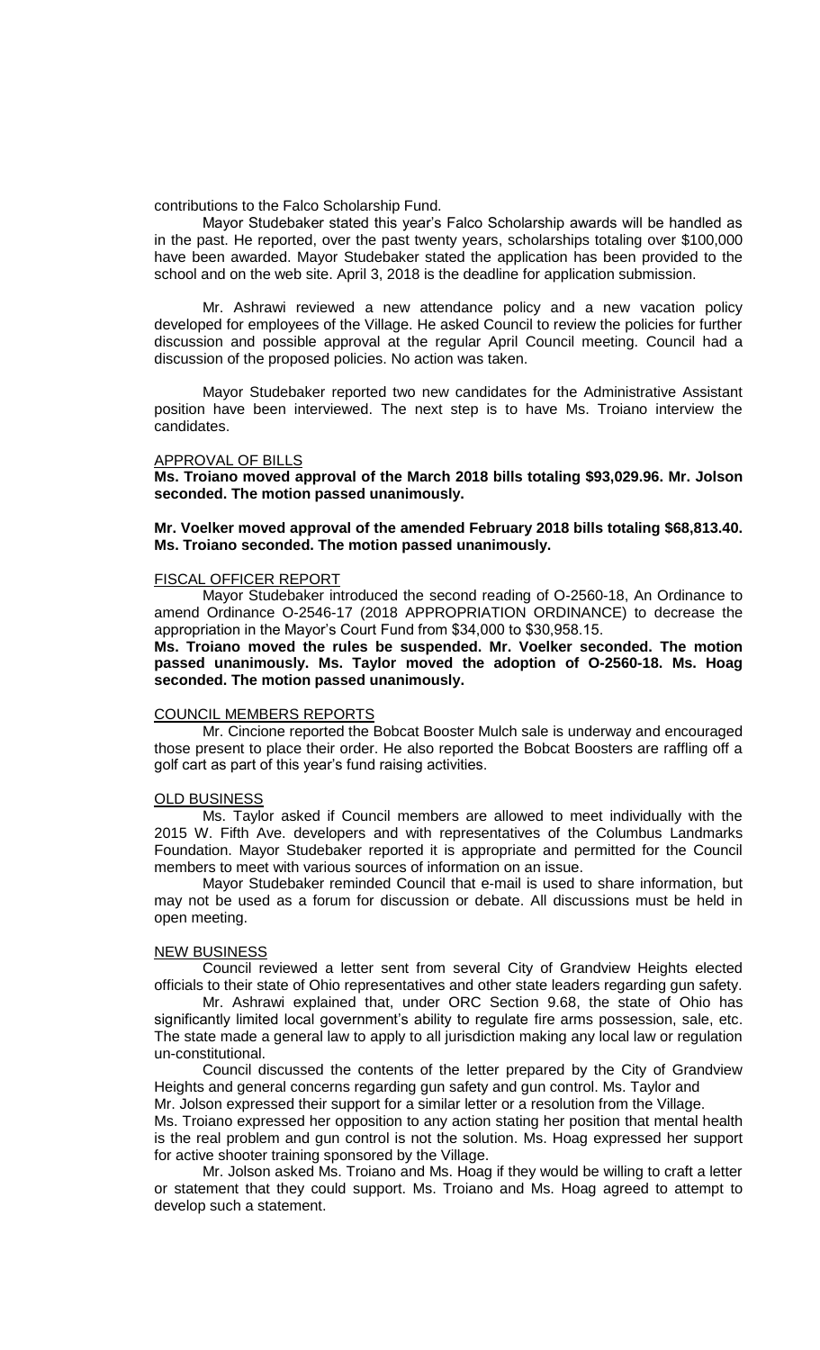contributions to the Falco Scholarship Fund.

Mayor Studebaker stated this year's Falco Scholarship awards will be handled as in the past. He reported, over the past twenty years, scholarships totaling over $100,000 have been awarded. Mayor Studebaker stated the application has been provided to the school and on the web site. April 3, 2018 is the deadline for application submission.

Mr. Ashrawi reviewed a new attendance policy and a new vacation policy developed for employees of the Village. He asked Council to review the policies for further discussion and possible approval at the regular April Council meeting. Council had a discussion of the proposed policies. No action was taken.

Mayor Studebaker reported two new candidates for the Administrative Assistant position have been interviewed. The next step is to have Ms. Troiano interview the candidates.

APPROVAL OF BILLS

**Ms. Troiano moved approval of the March 2018 bills totaling $93,029.96. Mr. Jolson seconded. The motion passed unanimously.**

**Mr. Voelker moved approval of the amended February 2018 bills totaling $68,813.40. Ms. Troiano seconded. The motion passed unanimously.**

FISCAL OFFICER REPORT

Mayor Studebaker introduced the second reading of O-2560-18, An Ordinance to amend Ordinance O-2546-17 (2018 APPROPRIATION ORDINANCE) to decrease the appropriation in the Mayor's Court Fund from $34,000 to $30,958.15.

**Ms. Troiano moved the rules be suspended. Mr. Voelker seconded. The motion passed unanimously. Ms. Taylor moved the adoption of O-2560-18. Ms. Hoag seconded. The motion passed unanimously.**

COUNCIL MEMBERS REPORTS

Mr. Cincione reported the Bobcat Booster Mulch sale is underway and encouraged those present to place their order. He also reported the Bobcat Boosters are raffling off a golf cart as part of this year's fund raising activities.

OLD BUSINESS

Ms. Taylor asked if Council members are allowed to meet individually with the 2015 W. Fifth Ave. developers and with representatives of the Columbus Landmarks Foundation. Mayor Studebaker reported it is appropriate and permitted for the Council members to meet with various sources of information on an issue.

Mayor Studebaker reminded Council that e-mail is used to share information, but may not be used as a forum for discussion or debate. All discussions must be held in open meeting.

NEW BUSINESS

Council reviewed a letter sent from several City of Grandview Heights elected officials to their state of Ohio representatives and other state leaders regarding gun safety.

Mr. Ashrawi explained that, under ORC Section 9.68, the state of Ohio has significantly limited local government's ability to regulate fire arms possession, sale, etc. The state made a general law to apply to all jurisdiction making any local law or regulation un-constitutional.

Council discussed the contents of the letter prepared by the City of Grandview Heights and general concerns regarding gun safety and gun control. Ms. Taylor and Mr. Jolson expressed their support for a similar letter or a resolution from the Village. Ms. Troiano expressed her opposition to any action stating her position that mental health is the real problem and gun control is not the solution. Ms. Hoag expressed her support for active shooter training sponsored by the Village.

Mr. Jolson asked Ms. Troiano and Ms. Hoag if they would be willing to craft a letter or statement that they could support. Ms. Troiano and Ms. Hoag agreed to attempt to develop such a statement.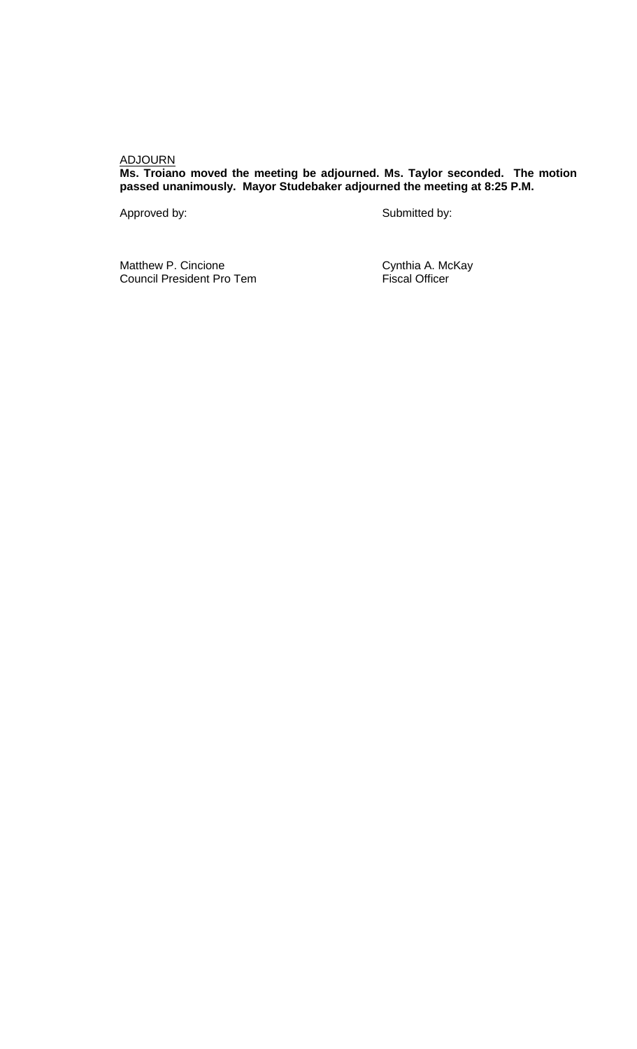ADJOURN

**Ms. Troiano moved the meeting be adjourned. Ms. Taylor seconded. The motion passed unanimously. Mayor Studebaker adjourned the meeting at 8:25 P.M.**

| Approved by: | Submitted by: |
|---|---|
| Matthew P. Cincione | Cynthia A. McKay |
| Council President Pro Tem | Fiscal Officer |